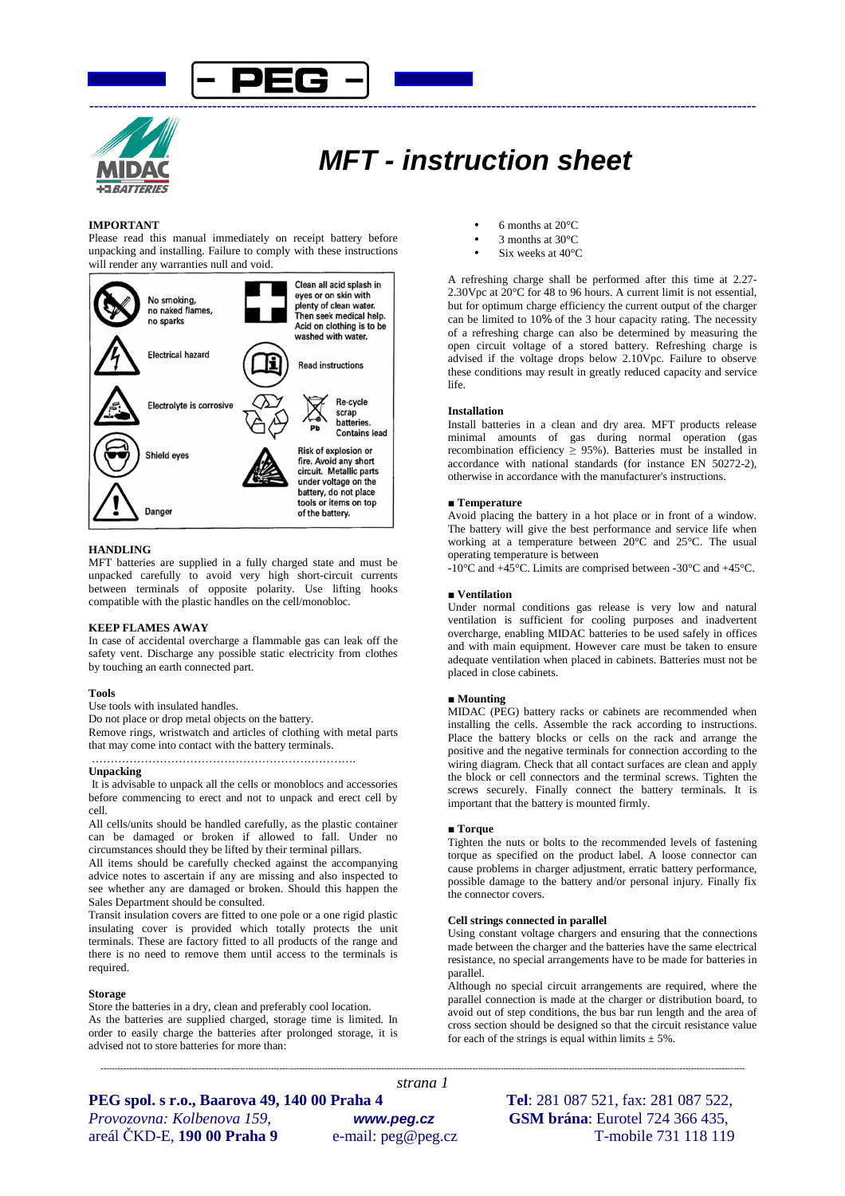# MFT - instruction sheet

**IMPORTANT**

Please read this manual immediately on receipt battery before unpacking and installing. Failure to comply with these instructions will render any warranties null and void.

| | | | |
|---|---|---|---|
| | No smoking, no naked flames, no sparks | | Clean all acid splash in eyes or on skin with plenty of clean water. Then seek medical help. Acid on clothing is to be washed with water. |
| | Electrical hazard | | Read instructions |
| | Electrolyte is corrosive | | Re-cycle scrap batteries. Contains lead |
| | Shield eyes | | Risk of explosion or fire. Avoid any short circuit. Metallic parts under voltage on the battery, do not place tools or items on top of the battery. |
| | Danger | | |

**HANDLING**

MFT batteries are supplied in a fully charged state and must be unpacked carefully to avoid very high short-circuit currents between terminals of opposite polarity. Use lifting hooks compatible with the plastic handles on the cell/monobloc.

**KEEP FLAMES AWAY**

In case of accidental overcharge a flammable gas can leak off the safety vent. Discharge any possible static electricity from clothes by touching an earth connected part.

**Tools**

Use tools with insulated handles.

Do not place or drop metal objects on the battery.

Remove rings, wristwatch and articles of clothing with metal parts that may come into contact with the battery terminals.

……………………………………………………………

**Unpacking**

It is advisable to unpack all the cells or monoblocs and accessories before commencing to erect and not to unpack and erect cell by cell.

All cells/units should be handled carefully, as the plastic container can be damaged or broken if allowed to fall. Under no circumstances should they be lifted by their terminal pillars.

All items should be carefully checked against the accompanying advice notes to ascertain if any are missing and also inspected to see whether any are damaged or broken. Should this happen the Sales Department should be consulted.

Transit insulation covers are fitted to one pole or a one rigid plastic insulating cover is provided which totally protects the unit terminals. These are factory fitted to all products of the range and there is no need to remove them until access to the terminals is required.

**Storage**

Store the batteries in a dry, clean and preferably cool location.

As the batteries are supplied charged, storage time is limited. In order to easily charge the batteries after prolonged storage, it is advised not to store batteries for more than:

- 6 months at 20°C
- 3 months at 30°C
- Six weeks at 40°C

A refreshing charge shall be performed after this time at 2.27-2.30Vpc at 20°C for 48 to 96 hours. A current limit is not essential, but for optimum charge efficiency the current output of the charger can be limited to 10% of the 3 hour capacity rating. The necessity of a refreshing charge can also be determined by measuring the open circuit voltage of a stored battery. Refreshing charge is advised if the voltage drops below 2.10Vpc. Failure to observe these conditions may result in greatly reduced capacity and service life.

**Installation**

Install batteries in a clean and dry area. MFT products release minimal amounts of gas during normal operation (gas recombination efficiency $\geq$ 95%). Batteries must be installed in accordance with national standards (for instance EN 50272-2), otherwise in accordance with the manufacturer's instructions.

**■ Temperature**

Avoid placing the battery in a hot place or in front of a window. The battery will give the best performance and service life when working at a temperature between 20°C and 25°C. The usual operating temperature is between

-10°C and +45°C. Limits are comprised between -30°C and +45°C.

**■ Ventilation**

Under normal conditions gas release is very low and natural ventilation is sufficient for cooling purposes and inadvertent overcharge, enabling MIDAC batteries to be used safely in offices and with main equipment. However care must be taken to ensure adequate ventilation when placed in cabinets. Batteries must not be placed in close cabinets.

**■ Mounting**

MIDAC (PEG) battery racks or cabinets are recommended when installing the cells. Assemble the rack according to instructions. Place the battery blocks or cells on the rack and arrange the positive and the negative terminals for connection according to the wiring diagram. Check that all contact surfaces are clean and apply the block or cell connectors and the terminal screws. Tighten the screws securely. Finally connect the battery terminals. It is important that the battery is mounted firmly.

**■ Torque**

Tighten the nuts or bolts to the recommended levels of fastening torque as specified on the product label. A loose connector can cause problems in charger adjustment, erratic battery performance, possible damage to the battery and/or personal injury. Finally fix the connector covers.

**Cell strings connected in parallel**

Using constant voltage chargers and ensuring that the connections made between the charger and the batteries have the same electrical resistance, no special arrangements have to be made for batteries in parallel.

Although no special circuit arrangements are required, where the parallel connection is made at the charger or distribution board, to avoid out of step conditions, the bus bar run length and the area of cross section should be designed so that the circuit resistance value for each of the strings is equal within limits ± 5%.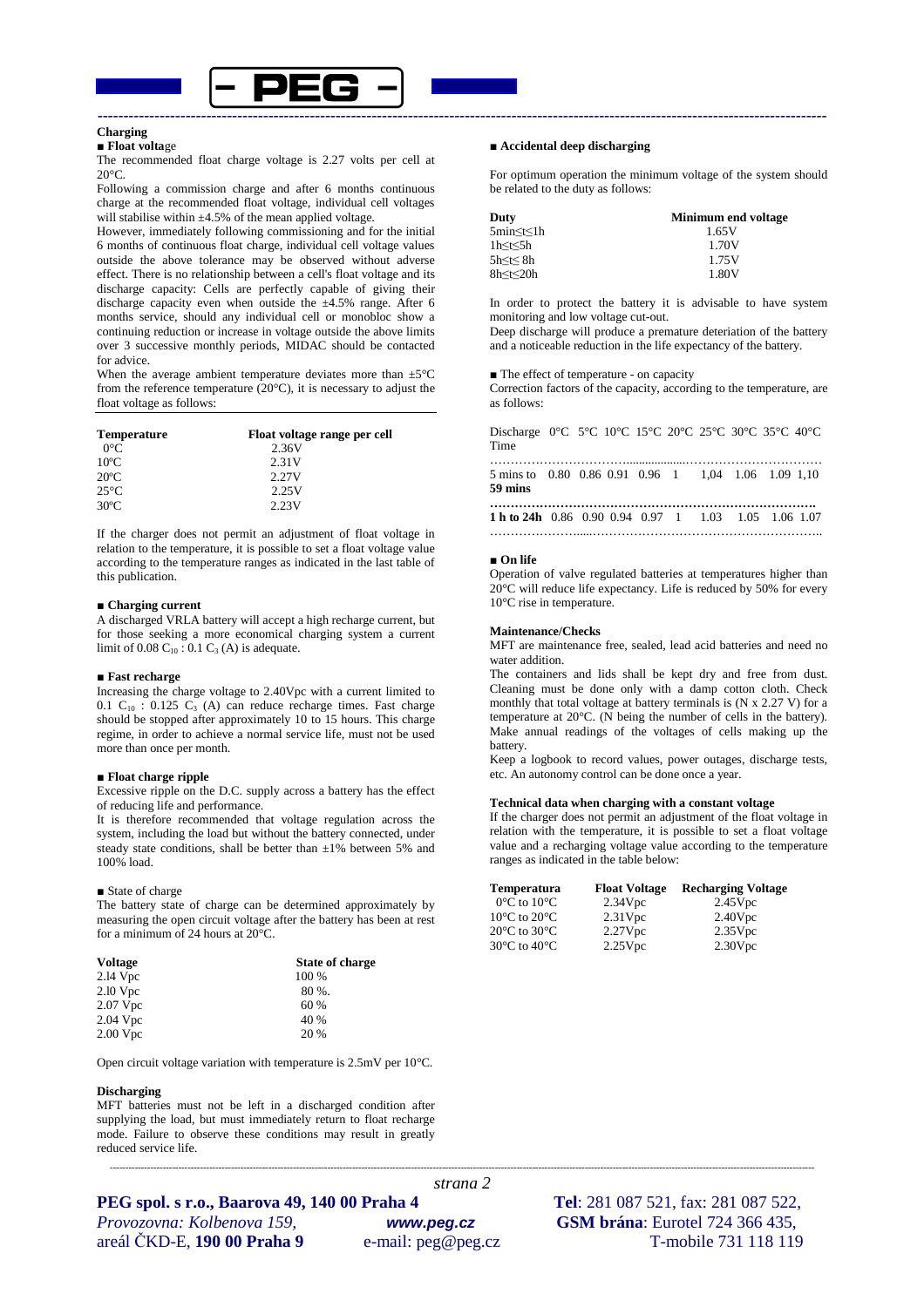## Charging

■ **Float volta**ge

The recommended float charge voltage is 2.27 volts per cell at 20°C.

Following a commission charge and after 6 months continuous charge at the recommended float voltage, individual cell voltages will stabilise within ±4.5% of the mean applied voltage.

However, immediately following commissioning and for the initial 6 months of continuous float charge, individual cell voltage values outside the above tolerance may be observed without adverse effect. There is no relationship between a cell's float voltage and its discharge capacity: Cells are perfectly capable of giving their discharge capacity even when outside the ±4.5% range. After 6 months service, should any individual cell or monobloc show a continuing reduction or increase in voltage outside the above limits over 3 successive monthly periods, MIDAC should be contacted for advice.

When the average ambient temperature deviates more than ±5°C from the reference temperature (20°C), it is necessary to adjust the float voltage as follows:

| Temperature | Float voltage range per cell |
|---|---|
| 0°C | 2.36V |
| 10ºC | 2.31V |
| 20ºC | 2.27V |
| 25ºC | 2.25V |
| 30ºC | 2.23V |

If the charger does not permit an adjustment of float voltage in relation to the temperature, it is possible to set a float voltage value according to the temperature ranges as indicated in the last table of this publication.

■ **Charging current**

A discharged VRLA battery will accept a high recharge current, but for those seeking a more economical charging system a current limit of 0.08 $C_{10}$ : 0.1 $C_3$ (A) is adequate.

■ **Fast recharge**

Increasing the charge voltage to 2.40Vpc with a current limited to 0.1 $C_{10}$ : 0.125 $C_3$ (A) can reduce recharge times. Fast charge should be stopped after approximately 10 to 15 hours. This charge regime, in order to achieve a normal service life, must not be used more than once per month.

■ **Float charge ripple**

Excessive ripple on the D.C. supply across a battery has the effect of reducing life and performance.

It is therefore recommended that voltage regulation across the system, including the load but without the battery connected, under steady state conditions, shall be better than ±1% between 5% and 100% load.

■ State of charge

The battery state of charge can be determined approximately by measuring the open circuit voltage after the battery has been at rest for a minimum of 24 hours at 20°C.

| Voltage | State of charge |
|---|---|
| 2.l4 Vpc | 100 % |
| 2.l0 Vpc | 80 %. |
| 2.07 Vpc | 60 % |
| 2.04 Vpc | 40 % |
| 2.00 Vpc | 20 % |

Open circuit voltage variation with temperature is 2.5mV per 10°C.

## Discharging

MFT batteries must not be left in a discharged condition after supplying the load, but must immediately return to float recharge mode. Failure to observe these conditions may result in greatly reduced service life.

■ **Accidental deep discharging**

For optimum operation the minimum voltage of the system should be related to the duty as follows:

| Duty | Minimum end voltage |
|---|---|
| 5min≤t≤1h | 1.65V |
| 1h≤t≤5h | 1.70V |
| 5h≤t≤ 8h | 1.75V |
| 8h≤t≤20h | 1.80V |

In order to protect the battery it is advisable to have system monitoring and low voltage cut-out.

Deep discharge will produce a premature deteriation of the battery and a noticeable reduction in the life expectancy of the battery.

■ The effect of temperature - on capacity

Correction factors of the capacity, according to the temperature, are as follows:

| Discharge Time | 0°C | 5°C | 10°C | 15°C | 20°C | 25°C | 30°C | 35°C | 40°C |
|---|---|---|---|---|---|---|---|---|---|
| 5 mins to **59 mins** | 0.80 | 0.86 | 0.91 | 0.96 | 1 | 1,04 | 1.06 | 1.09 | 1,10 |
| **1 h to 24h** | 0.86 | 0.90 | 0.94 | 0.97 | 1 | 1.03 | 1.05 | 1.06 | 1.07 |

■ **On life**

Operation of valve regulated batteries at temperatures higher than 20°C will reduce life expectancy. Life is reduced by 50% for every 10°C rise in temperature.

**Maintenance/Checks**

MFT are maintenance free, sealed, lead acid batteries and need no water addition.

The containers and lids shall be kept dry and free from dust. Cleaning must be done only with a damp cotton cloth. Check monthly that total voltage at battery terminals is (N x 2.27 V) for a temperature at 20°C. (N being the number of cells in the battery). Make annual readings of the voltages of cells making up the battery.

Keep a logbook to record values, power outages, discharge tests, etc. An autonomy control can be done once a year.

**Technical data when charging with a constant voltage**

If the charger does not permit an adjustment of the float voltage in relation with the temperature, it is possible to set a float voltage value and a recharging voltage value according to the temperature ranges as indicated in the table below:

| Temperatura | Float Voltage | Recharging Voltage |
|---|---|---|
| 0°C to 10°C | 2.34Vpc | 2.45Vpc |
| 10°C to 20°C | 2.31Vpc | 2.40Vpc |
| 20°C to 30°C | 2.27Vpc | 2.35Vpc |
| 30°C to 40°C | 2.25Vpc | 2.30Vpc |

**PEG spol. s r.o., Baarova 49, 140 00 Praha 4**
*Provozovna: Kolbenova 159,* ***www.peg.cz***
areál ČKD-E, **190 00 Praha 9** e-mail: peg@peg.cz

**Tel**: 281 087 521, fax: 281 087 522,
**GSM brána**: Eurotel 724 366 435,
T-mobile 731 118 119